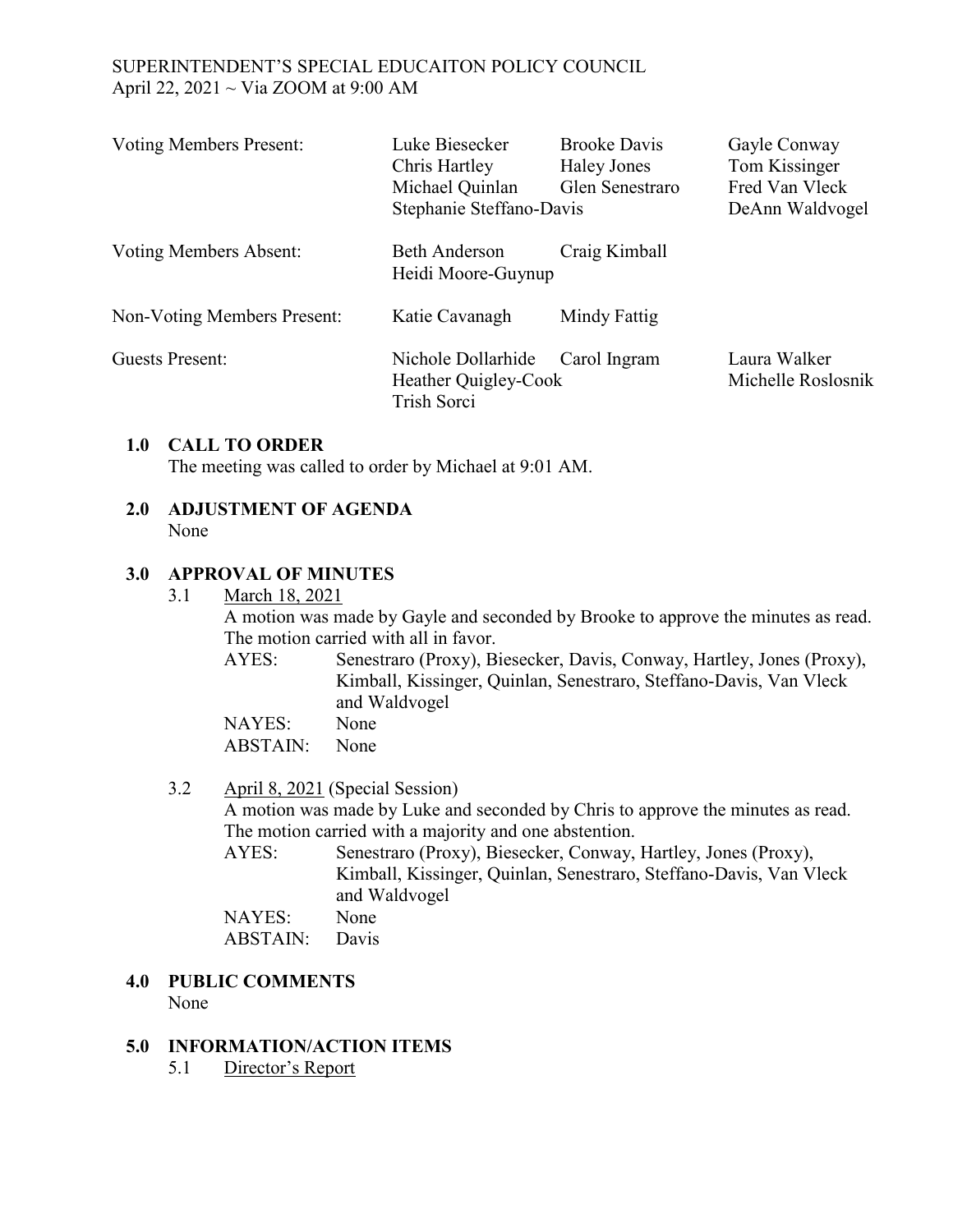SUPERINTENDENT'S SPECIAL EDUCAITON POLICY COUNCIL
April 22, 2021 ~ Via ZOOM at 9:00 AM

| | | | |
|---|---|---|---|
| Voting Members Present: | Luke Biesecker | Brooke Davis | Gayle Conway |
| | Chris Hartley | Haley Jones | Tom Kissinger |
| | Michael Quinlan | Glen Senestraro | Fred Van Vleck |
| | Stephanie Steffano-Davis | | DeAnn Waldvogel |
| Voting Members Absent: | Beth Anderson | Craig Kimball | |
| | Heidi Moore-Guynup | | |
| Non-Voting Members Present: | Katie Cavanagh | Mindy Fattig | |
| Guests Present: | Nichole Dollarhide | Carol Ingram | Laura Walker |
| | Heather Quigley-Cook | | Michelle Roslosnik |
| | Trish Sorci | | |

## 1.0 CALL TO ORDER

The meeting was called to order by Michael at 9:01 AM.

## 2.0 ADJUSTMENT OF AGENDA

None

## 3.0 APPROVAL OF MINUTES

3.1 March 18, 2021

A motion was made by Gayle and seconded by Brooke to approve the minutes as read. The motion carried with all in favor.

AYES: Senestraro (Proxy), Biesecker, Davis, Conway, Hartley, Jones (Proxy), Kimball, Kissinger, Quinlan, Senestraro, Steffano-Davis, Van Vleck and Waldvogel
NAYES: None
ABSTAIN: None

3.2 April 8, 2021 (Special Session)

A motion was made by Luke and seconded by Chris to approve the minutes as read. The motion carried with a majority and one abstention.

AYES: Senestraro (Proxy), Biesecker, Conway, Hartley, Jones (Proxy), Kimball, Kissinger, Quinlan, Senestraro, Steffano-Davis, Van Vleck and Waldvogel
NAYES: None
ABSTAIN: Davis

## 4.0 PUBLIC COMMENTS

None

## 5.0 INFORMATION/ACTION ITEMS

5.1 Director's Report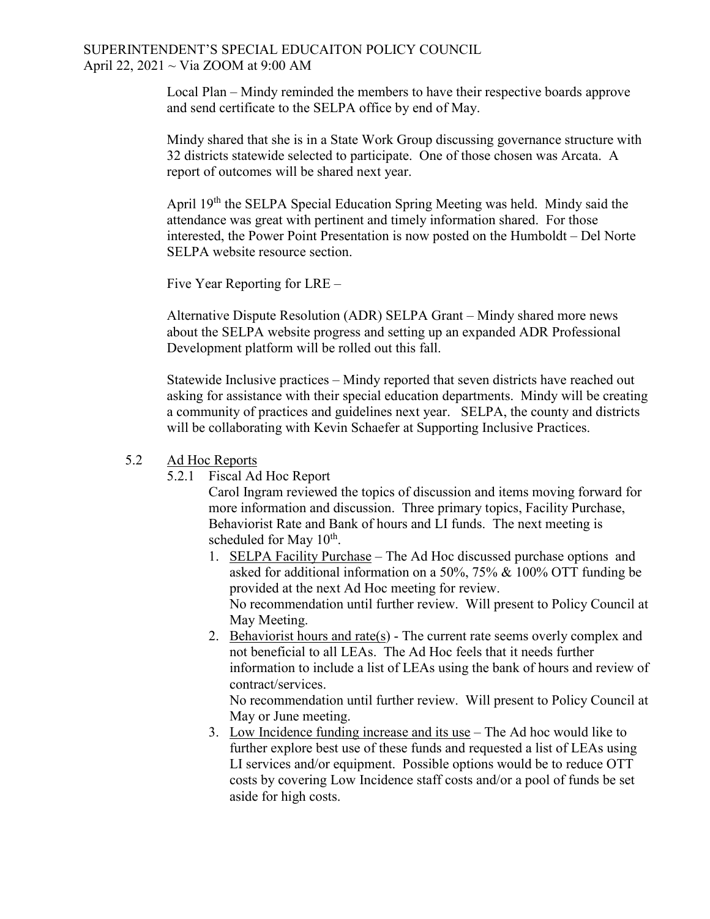Local Plan – Mindy reminded the members to have their respective boards approve and send certificate to the SELPA office by end of May.

Mindy shared that she is in a State Work Group discussing governance structure with 32 districts statewide selected to participate. One of those chosen was Arcata. A report of outcomes will be shared next year.

April 19th the SELPA Special Education Spring Meeting was held. Mindy said the attendance was great with pertinent and timely information shared. For those interested, the Power Point Presentation is now posted on the Humboldt – Del Norte SELPA website resource section.

Five Year Reporting for LRE –

Alternative Dispute Resolution (ADR) SELPA Grant – Mindy shared more news about the SELPA website progress and setting up an expanded ADR Professional Development platform will be rolled out this fall.

Statewide Inclusive practices – Mindy reported that seven districts have reached out asking for assistance with their special education departments. Mindy will be creating a community of practices and guidelines next year. SELPA, the county and districts will be collaborating with Kevin Schaefer at Supporting Inclusive Practices.

5.2 Ad Hoc Reports

5.2.1 Fiscal Ad Hoc Report

Carol Ingram reviewed the topics of discussion and items moving forward for more information and discussion. Three primary topics, Facility Purchase, Behaviorist Rate and Bank of hours and LI funds. The next meeting is scheduled for May 10th.

1. SELPA Facility Purchase – The Ad Hoc discussed purchase options and asked for additional information on a 50%, 75% & 100% OTT funding be provided at the next Ad Hoc meeting for review.
   No recommendation until further review. Will present to Policy Council at May Meeting.
2. Behaviorist hours and rate(s) - The current rate seems overly complex and not beneficial to all LEAs. The Ad Hoc feels that it needs further information to include a list of LEAs using the bank of hours and review of contract/services.
   No recommendation until further review. Will present to Policy Council at May or June meeting.
3. Low Incidence funding increase and its use – The Ad hoc would like to further explore best use of these funds and requested a list of LEAs using LI services and/or equipment. Possible options would be to reduce OTT costs by covering Low Incidence staff costs and/or a pool of funds be set aside for high costs.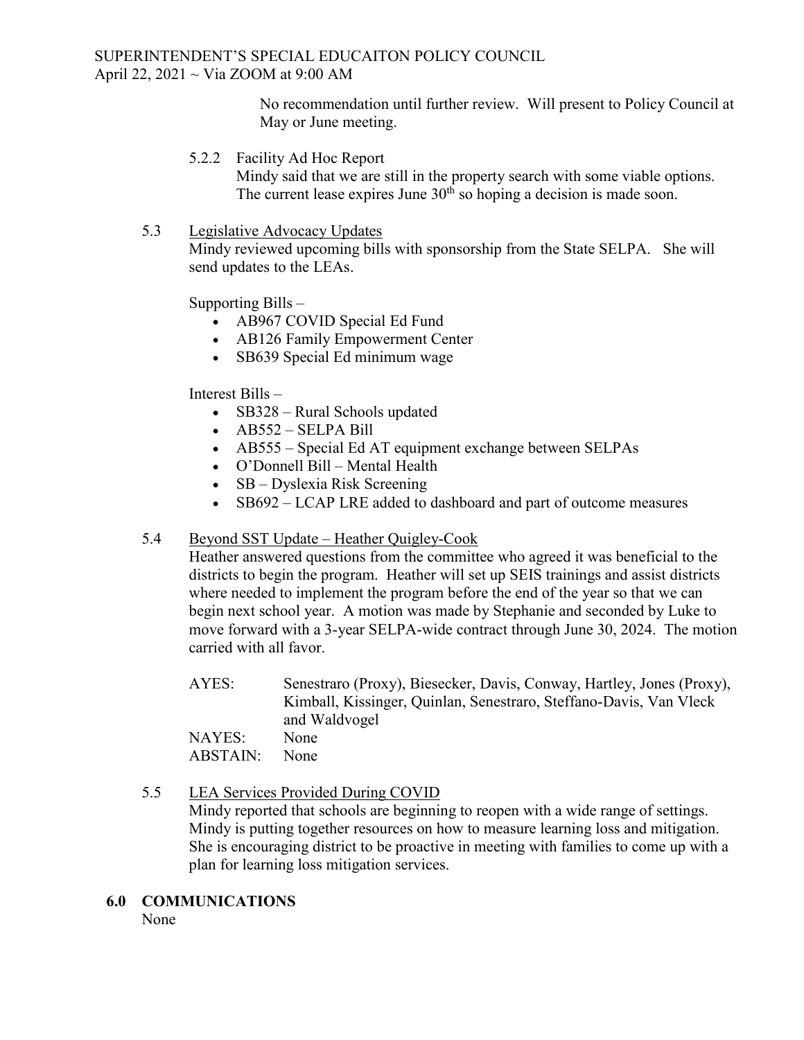No recommendation until further review. Will present to Policy Council at May or June meeting.

5.2.2 Facility Ad Hoc Report

Mindy said that we are still in the property search with some viable options. The current lease expires June 30th so hoping a decision is made soon.

5.3 Legislative Advocacy Updates

Mindy reviewed upcoming bills with sponsorship from the State SELPA. She will send updates to the LEAs.

Supporting Bills –

- AB967 COVID Special Ed Fund
- AB126 Family Empowerment Center
- SB639 Special Ed minimum wage

Interest Bills –

- SB328 – Rural Schools updated
- AB552 – SELPA Bill
- AB555 – Special Ed AT equipment exchange between SELPAs
- O'Donnell Bill – Mental Health
- SB – Dyslexia Risk Screening
- SB692 – LCAP LRE added to dashboard and part of outcome measures

5.4 Beyond SST Update – Heather Quigley-Cook

Heather answered questions from the committee who agreed it was beneficial to the districts to begin the program. Heather will set up SEIS trainings and assist districts where needed to implement the program before the end of the year so that we can begin next school year. A motion was made by Stephanie and seconded by Luke to move forward with a 3-year SELPA-wide contract through June 30, 2024. The motion carried with all favor.

AYES: Senestraro (Proxy), Biesecker, Davis, Conway, Hartley, Jones (Proxy), Kimball, Kissinger, Quinlan, Senestraro, Steffano-Davis, Van Vleck and Waldvogel
NAYES: None
ABSTAIN: None

5.5 LEA Services Provided During COVID

Mindy reported that schools are beginning to reopen with a wide range of settings. Mindy is putting together resources on how to measure learning loss and mitigation. She is encouraging district to be proactive in meeting with families to come up with a plan for learning loss mitigation services.

## 6.0 COMMUNICATIONS

None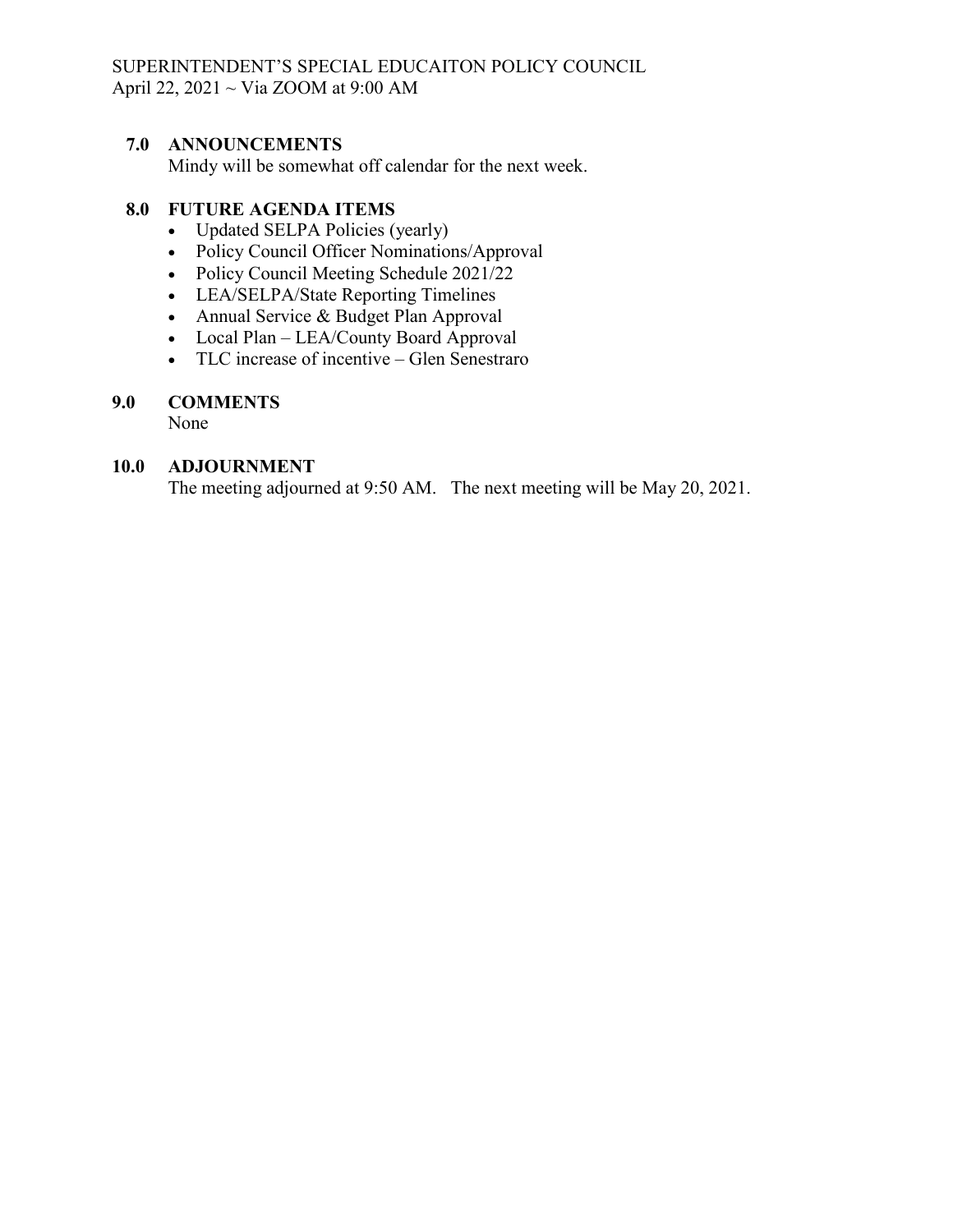SUPERINTENDENT'S SPECIAL EDUCAITON POLICY COUNCIL
April 22, 2021 ~ Via ZOOM at 9:00 AM

## 7.0 ANNOUNCEMENTS

Mindy will be somewhat off calendar for the next week.

## 8.0 FUTURE AGENDA ITEMS

- Updated SELPA Policies (yearly)
- Policy Council Officer Nominations/Approval
- Policy Council Meeting Schedule 2021/22
- LEA/SELPA/State Reporting Timelines
- Annual Service & Budget Plan Approval
- Local Plan – LEA/County Board Approval
- TLC increase of incentive – Glen Senestraro

## 9.0 COMMENTS

None

## 10.0 ADJOURNMENT

The meeting adjourned at 9:50 AM. The next meeting will be May 20, 2021.